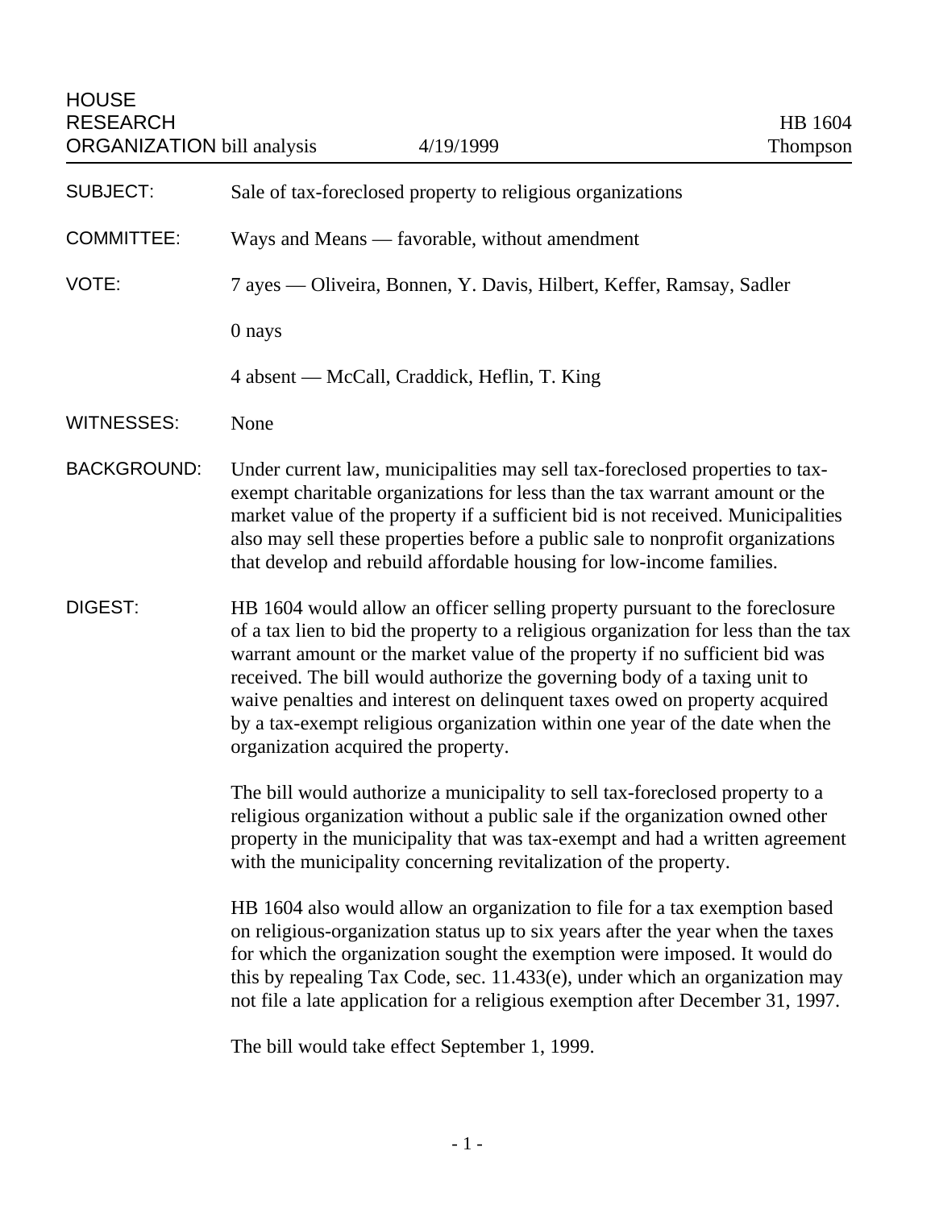HOUSE RESEARCH ORGANIZATION bill analysis | 4/19/1999 | HB 1604 Thompson

**SUBJECT:** Sale of tax-foreclosed property to religious organizations

**COMMITTEE:** Ways and Means — favorable, without amendment

**VOTE:** 7 ayes — Oliveira, Bonnen, Y. Davis, Hilbert, Keffer, Ramsay, Sadler

0 nays

4 absent — McCall, Craddick, Heflin, T. King

**WITNESSES:** None

**BACKGROUND:** Under current law, municipalities may sell tax-foreclosed properties to tax-exempt charitable organizations for less than the tax warrant amount or the market value of the property if a sufficient bid is not received. Municipalities also may sell these properties before a public sale to nonprofit organizations that develop and rebuild affordable housing for low-income families.

**DIGEST:** HB 1604 would allow an officer selling property pursuant to the foreclosure of a tax lien to bid the property to a religious organization for less than the tax warrant amount or the market value of the property if no sufficient bid was received. The bill would authorize the governing body of a taxing unit to waive penalties and interest on delinquent taxes owed on property acquired by a tax-exempt religious organization within one year of the date when the organization acquired the property.

The bill would authorize a municipality to sell tax-foreclosed property to a religious organization without a public sale if the organization owned other property in the municipality that was tax-exempt and had a written agreement with the municipality concerning revitalization of the property.

HB 1604 also would allow an organization to file for a tax exemption based on religious-organization status up to six years after the year when the taxes for which the organization sought the exemption were imposed. It would do this by repealing Tax Code, sec. 11.433(e), under which an organization may not file a late application for a religious exemption after December 31, 1997.

The bill would take effect September 1, 1999.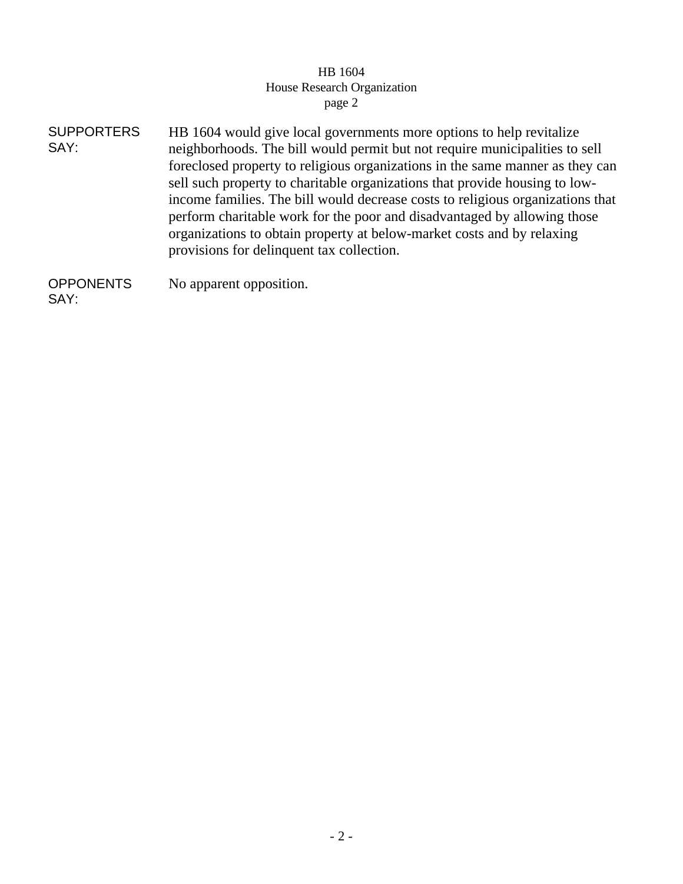**SUPPORTERS SAY:** HB 1604 would give local governments more options to help revitalize neighborhoods. The bill would permit but not require municipalities to sell foreclosed property to religious organizations in the same manner as they can sell such property to charitable organizations that provide housing to low-income families. The bill would decrease costs to religious organizations that perform charitable work for the poor and disadvantaged by allowing those organizations to obtain property at below-market costs and by relaxing provisions for delinquent tax collection.

**OPPONENTS SAY:** No apparent opposition.